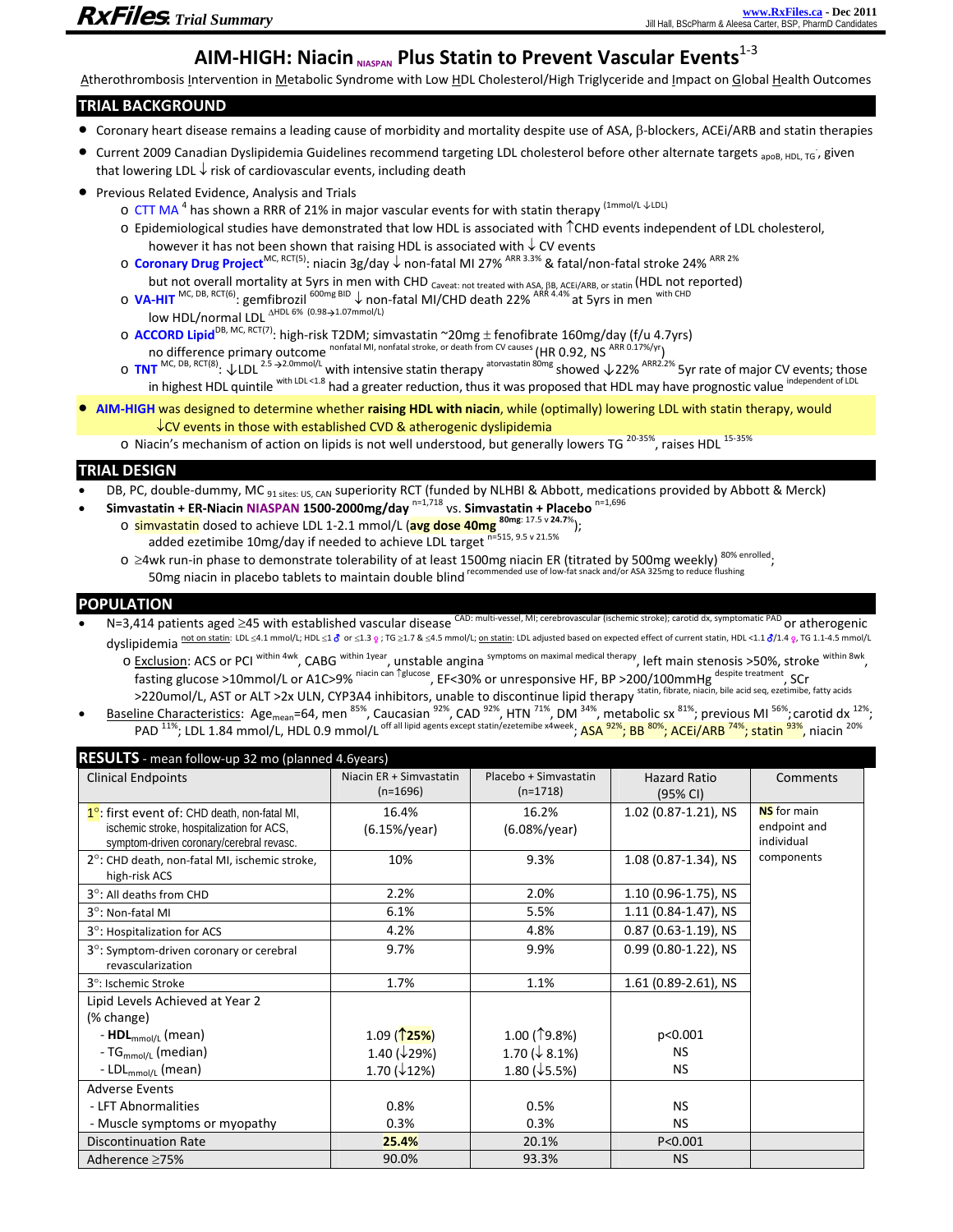# AIM-HIGH: Niacin NIASPAN Plus Statin to Prevent Vascular Events[1-3]

Atherothrombosis Intervention in Metabolic Syndrome with Low HDL Cholesterol/High Triglyceride and Impact on Global Health Outcomes

## TRIAL BACKGROUND

- Coronary heart disease remains a leading cause of morbidity and mortality despite use of ASA, β-blockers, ACEi/ARB and statin therapies
- Current 2009 Canadian Dyslipidemia Guidelines recommend targeting LDL cholesterol before other alternate targets apoB, HDL, TG, given that lowering LDL ↓ risk of cardiovascular events, including death
- Previous Related Evidence, Analysis and Trials
  - CTT MA [4] has shown a RRR of 21% in major vascular events for with statin therapy (1mmol/L ↓LDL)
  - Epidemiological studies have demonstrated that low HDL is associated with ↑CHD events independent of LDL cholesterol, however it has not been shown that raising HDL is associated with ↓ CV events
  - **Coronary Drug Project** MC, RCT(5): niacin 3g/day ↓ non-fatal MI 27% ARR 3.3% & fatal/non-fatal stroke 24% ARR 2% but not overall mortality at 5yrs in men with CHD Caveat: not treated with ASA, βB, ACEi/ARB, or statin (HDL not reported)
  - **VA-HIT** MC, DB, RCT(6): gemfibrozil 600mg BID ↓ non-fatal MI/CHD death 22% ARR 4.4% at 5yrs in men with CHD low HDL/normal LDL ΔHDL 6% (0.98→1.07mmol/L)
  - **ACCORD Lipid** DB, MC, RCT(7): high-risk T2DM; simvastatin ~20mg ± fenofibrate 160mg/day (f/u 4.7yrs) no difference primary outcome nonfatal MI, nonfatal stroke, or death from CV causes (HR 0.92, NS ARR 0.17%/yr)
  - **TNT** MC, DB, RCT(8): ↓LDL 2.5 →2.0mmol/L with intensive statin therapy atorvastatin 80mg showed ↓22% ARR2.2% 5yr rate of major CV events; those in highest HDL quintile with LDL <1.8 had a greater reduction, thus it was proposed that HDL may have prognostic value independent of LDL
- **AIM-HIGH** was designed to determine whether **raising HDL with niacin**, while (optimally) lowering LDL with statin therapy, would ↓CV events in those with established CVD & atherogenic dyslipidemia
  - Niacin's mechanism of action on lipids is not well understood, but generally lowers TG 20-35%, raises HDL 15-35%

## TRIAL DESIGN

- DB, PC, double-dummy, MC 91 sites: US, CAN superiority RCT (funded by NLHBI & Abbott, medications provided by Abbott & Merck)
- **Simvastatin + ER-Niacin NIASPAN 1500-2000mg/day** n=1,718 vs. **Simvastatin + Placebo** n=1,696
  - simvastatin dosed to achieve LDL 1-2.1 mmol/L (**avg dose 40mg** **80mg**: 17.5 v **24.7%**); added ezetimibe 10mg/day if needed to achieve LDL target n=515, 9.5 v 21.5%
  - ≥4wk run-in phase to demonstrate tolerability of at least 1500mg niacin ER (titrated by 500mg weekly) 80% enrolled; 50mg niacin in placebo tablets to maintain double blind recommended use of low-fat snack and/or ASA 325mg to reduce flushing

## POPULATION

- N=3,414 patients aged ≥45 with established vascular disease CAD: multi-vessel, MI; cerebrovascular (ischemic stroke); carotid dx, symptomatic PAD or atherogenic dyslipidemia not on statin: LDL ≤4.1 mmol/L; HDL ≤1 ♂ or ≤1.3 ♀; TG ≥1.7 & ≤4.5 mmol/L; on statin: LDL adjusted based on expected effect of current statin, HDL <1.1 ♂/1.4 ♀, TG 1.1-4.5 mmol/L
  - Exclusion: ACS or PCI within 4wk, CABG within 1year, unstable angina symptoms on maximal medical therapy, left main stenosis >50%, stroke within 8wk, fasting glucose >10mmol/L or A1C>9% niacin can ↑glucose, EF<30% or unresponsive HF, BP >200/100mmHg despite treatment, SCr >220umol/L, AST or ALT >2x ULN, CYP3A4 inhibitors, unable to discontinue lipid therapy statin, fibrate, niacin, bile acid seq, ezetimibe, fatty acids
- Baseline Characteristics: $Age_{mean}$=64, men 85%, Caucasian 92%, CAD 92%, HTN 71%, DM 34%, metabolic sx 81%; previous MI 56%; carotid dx 12%; PAD 11%; LDL 1.84 mmol/L, HDL 0.9 mmol/L off all lipid agents except statin/ezetimibe x4week; ASA 92%; BB 80%; ACEi/ARB 74%; statin 93%, niacin 20%

## RESULTS - mean follow-up 32 mo (planned 4.6years)

| Clinical Endpoints | Niacin ER + Simvastatin (n=1696) | Placebo + Simvastatin (n=1718) | Hazard Ratio (95% CI) | Comments |
|---|---|---|---|---|
| 1°: first event of: CHD death, non-fatal MI, ischemic stroke, hospitalization for ACS, symptom-driven coronary/cerebral revasc. | 16.4% (6.15%/year) | 16.2% (6.08%/year) | 1.02 (0.87-1.21), NS | **NS** for main endpoint and individual components |
| 2°: CHD death, non-fatal MI, ischemic stroke, high-risk ACS | 10% | 9.3% | 1.08 (0.87-1.34), NS | |
| 3°: All deaths from CHD | 2.2% | 2.0% | 1.10 (0.96-1.75), NS | |
| 3°: Non-fatal MI | 6.1% | 5.5% | 1.11 (0.84-1.47), NS | |
| 3°: Hospitalization for ACS | 4.2% | 4.8% | 0.87 (0.63-1.19), NS | |
| 3°: Symptom-driven coronary or cerebral revascularization | 9.7% | 9.9% | 0.99 (0.80-1.22), NS | |
| 3°: Ischemic Stroke | 1.7% | 1.1% | 1.61 (0.89-2.61), NS | |
| Lipid Levels Achieved at Year 2 (% change) | | | | |
| - **HDL** mmol/L (mean) | 1.09 (↑**25%**) | 1.00 (↑9.8%) | p<0.001 | |
| - TG mmol/L (median) | 1.40 (↓29%) | 1.70 (↓ 8.1%) | NS | |
| - LDL mmol/L (mean) | 1.70 (↓12%) | 1.80 (↓5.5%) | NS | |
| Adverse Events | | | | |
| - LFT Abnormalities | 0.8% | 0.5% | NS | |
| - Muscle symptoms or myopathy | 0.3% | 0.3% | NS | |
| Discontinuation Rate | **25.4%** | 20.1% | P<0.001 | |
| Adherence ≥75% | 90.0% | 93.3% | NS | |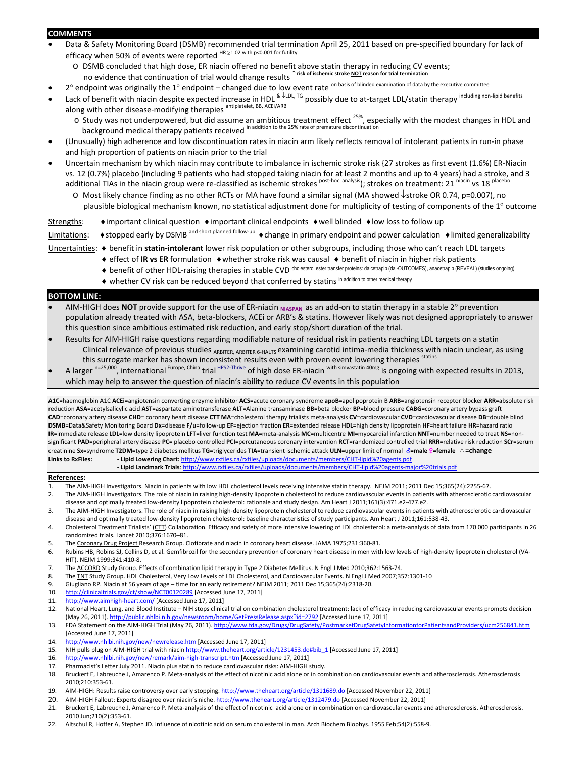## COMMENTS

- Data & Safety Monitoring Board (DSMB) recommended trial termination April 25, 2011 based on pre-specified boundary for lack of efficacy when 50% of events were reported [HR ≥1.02 with p<0.001 for futility]
  - DSMB concluded that high dose, ER niacin offered no benefit above statin therapy in reducing CV events; no evidence that continuation of trial would change results [↑ risk of ischemic stroke **NOT** reason for trial termination]
- 2° endpoint was originally the 1° endpoint – changed due to low event rate [on basis of blinded examination of data by the executive committee]
- Lack of benefit with niacin despite expected increase in HDL [& ↓LDL, TG] possibly due to at-target LDL/statin therapy [including non-lipid benefits] along with other disease-modifying therapies [antiplatelet, BB, ACEi/ARB]
  - Study was not underpowered, but did assume an ambitious treatment effect [25%], especially with the modest changes in HDL and background medical therapy patients received [in addition to the 25% rate of premature discontinuation]
- (Unusually) high adherence and low discontinuation rates in niacin arm likely reflects removal of intolerant patients in run-in phase and high proportion of patients on niacin prior to the trial
- Uncertain mechanism by which niacin may contribute to imbalance in ischemic stroke risk {27 strokes as first event (1.6%) ER-Niacin vs. 12 (0.7%) placebo (including 9 patients who had stopped taking niacin for at least 2 months and up to 4 years) had a stroke, and 3 additional TIAs in the niacin group were re-classified as ischemic strokes [post-hoc analysis]}; strokes on treatment: 21 [niacin] vs 18 [placebo]
  - Most likely chance finding as no other RCTs or MA have found a similar signal (MA showed ↓stroke OR 0.74, p=0.007), no plausible biological mechanism known, no statistical adjustment done for multiplicity of testing of components of the 1° outcome

Strengths: ♦important clinical question ♦important clinical endpoints ♦well blinded ♦low loss to follow up

Limitations: ♦stopped early by DSMB [and short planned follow-up] ♦change in primary endpoint and power calculation ♦limited generalizability

Uncertainties: ♦ benefit in **statin-intolerant** lower risk population or other subgroups, including those who can't reach LDL targets
♦ effect of **IR vs ER** formulation ♦whether stroke risk was causal ♦ benefit of niacin in higher risk patients
♦ benefit of other HDL-raising therapies in stable CVD [cholesterol ester transfer proteins: dalcetrapib (dal-OUTCOMES), anacetrapib (REVEAL) (studies ongoing)]
♦ whether CV risk can be reduced beyond that conferred by statins [in addition to other medical therapy]

## BOTTOM LINE:

- AIM-HIGH does **NOT** provide support for the use of ER-niacin [NIASPAN] as an add-on to statin therapy in a stable 2° prevention population already treated with ASA, beta-blockers, ACEi or ARB's & statins. However likely was not designed appropriately to answer this question since ambitious estimated risk reduction, and early stop/short duration of the trial.
- Results for AIM-HIGH raise questions regarding modifiable nature of residual risk in patients reaching LDL targets on a statin
  Clinical relevance of previous studies [ARBITER, ARBITER 6-HALTS] examining carotid intima-media thickness with niacin unclear, as using this surrogate marker has shown inconsistent results even with proven event lowering therapies [statins]
- A larger [n=25,000], international [Europe, China] trial [HPS2-Thrive] of high dose ER-niacin [with simvastatin 40mg] is ongoing with expected results in 2013, which may help to answer the question of niacin's ability to reduce CV events in this population

**A1C**=haemoglobin A1C **ACEi**=angiotensin converting enzyme inhibitor **ACS**=acute coronary syndrome **apoB**=apolipoprotein B **ARB**=angiotensin receptor blocker **ARR**=absolute risk reduction **ASA**=acetylsalicylic acid **AST**=aspartate aminotransferase **ALT**=Alanine transaminase **BB**=beta blocker **BP**=blood pressure **CABG**=coronary artery bypass graft **CAD**=coronary artery disease **CHD**= coronary heart disease **CTT MA**=cholesterol therapy trialists meta-analysis **CV**=cardiovascular **CVD**=cardiovascular disease **DB**=double blind **DSMB**=Data&Safety Monitoring Board **Dx**=disease **F/u**=follow-up **EF**=ejection fraction **ER**=extended release **HDL**=high density lipoprotein **HF**=heart failure **HR**=hazard ratio **IR**=immediate release **LDL**=low density lipoprotein **LFT**=liver function test **MA**=meta-analysis **MC**=multicentre **MI**=myocardial infarction **NNT**=number needed to treat **NS**=non-significant **PAD**=peripheral artery disease **PC**= placebo controlled **PCI**=percutaneous coronary intervention **RCT**=randomized controlled trial **RRR**=relative risk reduction **SCr**=serum creatinine **Sx**=syndrome **T2DM**=type 2 diabetes mellitus **TG**=triglycerides **TIA**=transient ischemic attack **ULN**=upper limit of normal **♂=male ♀=female △=change**

**Links to RxFiles:**
**- Lipid Lowering Chart:** http://www.rxfiles.ca/rxfiles/uploads/documents/members/CHT-lipid%20agents.pdf
**- Lipid Landmark Trials**: http://www.rxfiles.ca/rxfiles/uploads/documents/members/CHT-lipid%20agents-major%20trials.pdf

**References:**

1. The AIM-HIGH Investigators. Niacin in patients with low HDL cholesterol levels receiving intensive statin therapy. NEJM 2011; 2011 Dec 15;365(24):2255-67.
2. The AIM-HIGH Investigators. The role of niacin in raising high-density lipoprotein cholesterol to reduce cardiovascular events in patients with atherosclerotic cardiovascular disease and optimally treated low-density lipoprotein cholesterol: rationale and study design. Am Heart J 2011;161(3):471.e2-477.e2.
3. The AIM-HIGH Investigators. The role of niacin in raising high-density lipoprotein cholesterol to reduce cardiovascular events in patients with atherosclerotic cardiovascular disease and optimally treated low-density lipoprotein cholesterol: baseline characteristics of study participants. Am Heart J 2011;161:538-43.
4. Cholesterol Treatment Trialists' (CTT) Collaboration. Efficacy and safety of more intensive lowering of LDL cholesterol: a meta-analysis of data from 170 000 participants in 26 randomized trials. Lancet 2010;376:1670–81.
5. The Coronary Drug Project Research Group. Clofibrate and niacin in coronary heart disease. JAMA 1975;231:360-81.
6. Rubins HB, Robins SJ, Collins D, et al. Gemfibrozil for the secondary prevention of coronary heart disease in men with low levels of high-density lipoprotein cholesterol (VA-HIT). NEJM 1999;341:410-8.
7. The ACCORD Study Group. Effects of combination lipid therapy in Type 2 Diabetes Mellitus. N Engl J Med 2010;362:1563-74.
8. The TNT Study Group. HDL Cholesterol, Very Low Levels of LDL Cholesterol, and Cardiovascular Events. N Engl J Med 2007;357:1301-10
9. Giugliano RP. Niacin at 56 years of age – time for an early retirement? NEJM 2011; 2011 Dec 15;365(24):2318-20.
10. http://clinicaltrials.gov/ct/show/NCT00120289 [Accessed June 17, 2011]
11. http://www.aimhigh-heart.com/ [Accessed June 17, 2011]
12. National Heart, Lung, and Blood Institute – NIH stops clinical trial on combination cholesterol treatment: lack of efficacy in reducing cardiovascular events prompts decision (May 26, 2011). http://public.nhlbi.nih.gov/newsroom/home/GetPressRelease.aspx?id=2792 [Accessed June 17, 2011]
13. FDA Statement on the AIM-HIGH Trial (May 26, 2011). http://www.fda.gov/Drugs/DrugSafety/PostmarketDrugSafetyInformationforPatientsandProviders/ucm256841.htm [Accessed June 17, 2011]
14. http://www.nhlbi.nih.gov/new/newrelease.htm [Accessed June 17, 2011]
15. NIH pulls plug on AIM-HIGH trial with niacin http://www.theheart.org/article/1231453.do#bib_1 [Accessed June 17, 2011]
16. http://www.nhlbi.nih.gov/new/remark/aim-high-transcript.htm [Accessed June 17, 2011]
17. Pharmacist's Letter July 2011. Niacin plus statin to reduce cardiovascular risks: AIM-HIGH study.
18. Bruckert E, Labreuche J, Amarenco P. Meta-analysis of the effect of nicotinic acid alone or in combination on cardiovascular events and atherosclerosis. Atherosclerosis 2010;210:353-61.
19. AIM-HIGH: Results raise controversy over early stopping. http://www.theheart.org/article/1311689.do [Accessed November 22, 2011]
20. AIM-HIGH Fallout: Experts disagree over niacin's niche. http://www.theheart.org/article/1312479.do [Accessed November 22, 2011]
21. Bruckert E, Labreuche J, Amarenco P. Meta-analysis of the effect of nicotinic acid alone or in combination on cardiovascular events and atherosclerosis. Atherosclerosis. 2010 Jun;210(2):353-61.
22. Altschul R, Hoffer A, Stephen JD. Influence of nicotinic acid on serum cholesterol in man. Arch Biochem Biophys. 1955 Feb;54(2):558-9.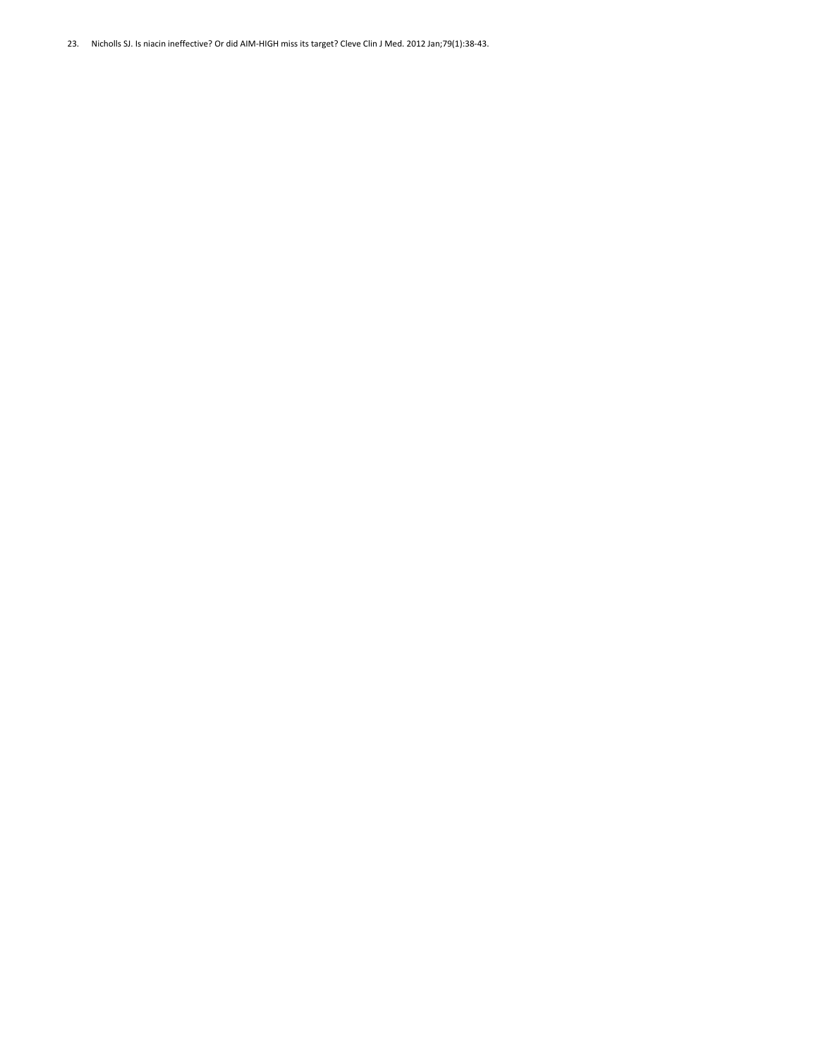23. Nicholls SJ. Is niacin ineffective? Or did AIM-HIGH miss its target? Cleve Clin J Med. 2012 Jan;79(1):38-43.